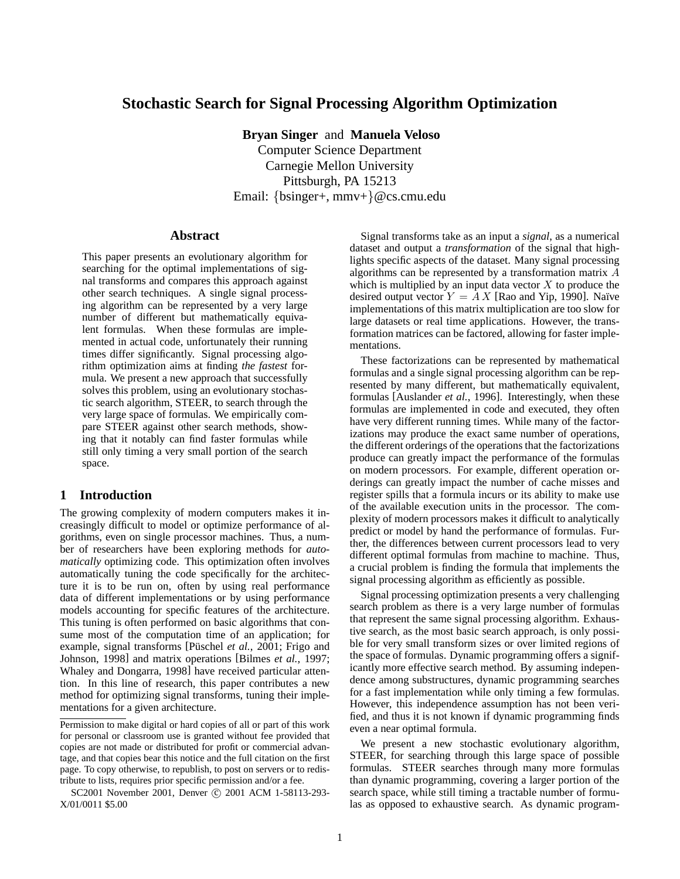# Stochastic Search for Signal Processing Algorithm Optimization

**Bryan Singer** and **Manuela Veloso**
Computer Science Department
Carnegie Mellon University
Pittsburgh, PA 15213
Email: {bsinger+, mmv+}@cs.cmu.edu

## Abstract

This paper presents an evolutionary algorithm for searching for the optimal implementations of signal transforms and compares this approach against other search techniques. A single signal processing algorithm can be represented by a very large number of different but mathematically equivalent formulas. When these formulas are implemented in actual code, unfortunately their running times differ significantly. Signal processing algorithm optimization aims at finding *the fastest* formula. We present a new approach that successfully solves this problem, using an evolutionary stochastic search algorithm, STEER, to search through the very large space of formulas. We empirically compare STEER against other search methods, showing that it notably can find faster formulas while still only timing a very small portion of the search space.

## 1 Introduction

The growing complexity of modern computers makes it increasingly difficult to model or optimize performance of algorithms, even on single processor machines. Thus, a number of researchers have been exploring methods for *automatically* optimizing code. This optimization often involves automatically tuning the code specifically for the architecture it is to be run on, often by using real performance data of different implementations or by using performance models accounting for specific features of the architecture. This tuning is often performed on basic algorithms that consume most of the computation time of an application; for example, signal transforms [Püschel *et al.*, 2001; Frigo and Johnson, 1998] and matrix operations [Bilmes *et al.*, 1997; Whaley and Dongarra, 1998] have received particular attention. In this line of research, this paper contributes a new method for optimizing signal transforms, tuning their implementations for a given architecture.

Permission to make digital or hard copies of all or part of this work for personal or classroom use is granted without fee provided that copies are not made or distributed for profit or commercial advantage, and that copies bear this notice and the full citation on the first page. To copy otherwise, to republish, to post on servers or to redistribute to lists, requires prior specific permission and/or a fee.

SC2001 November 2001, Denver © 2001 ACM 1-58113-293-X/01/0011 $5.00

Signal transforms take as an input a *signal*, as a numerical dataset and output a *transformation* of the signal that highlights specific aspects of the dataset. Many signal processing algorithms can be represented by a transformation matrix $A$ which is multiplied by an input data vector $X$ to produce the desired output vector $Y = A\,X$ [Rao and Yip, 1990]. Naïve implementations of this matrix multiplication are too slow for large datasets or real time applications. However, the transformation matrices can be factored, allowing for faster implementations.

These factorizations can be represented by mathematical formulas and a single signal processing algorithm can be represented by many different, but mathematically equivalent, formulas [Auslander *et al.*, 1996]. Interestingly, when these formulas are implemented in code and executed, they often have very different running times. While many of the factorizations may produce the exact same number of operations, the different orderings of the operations that the factorizations produce can greatly impact the performance of the formulas on modern processors. For example, different operation orderings can greatly impact the number of cache misses and register spills that a formula incurs or its ability to make use of the available execution units in the processor. The complexity of modern processors makes it difficult to analytically predict or model by hand the performance of formulas. Further, the differences between current processors lead to very different optimal formulas from machine to machine. Thus, a crucial problem is finding the formula that implements the signal processing algorithm as efficiently as possible.

Signal processing optimization presents a very challenging search problem as there is a very large number of formulas that represent the same signal processing algorithm. Exhaustive search, as the most basic search approach, is only possible for very small transform sizes or over limited regions of the space of formulas. Dynamic programming offers a significantly more effective search method. By assuming independence among substructures, dynamic programming searches for a fast implementation while only timing a few formulas. However, this independence assumption has not been verified, and thus it is not known if dynamic programming finds even a near optimal formula.

We present a new stochastic evolutionary algorithm, STEER, for searching through this large space of possible formulas. STEER searches through many more formulas than dynamic programming, covering a larger portion of the search space, while still timing a tractable number of formulas as opposed to exhaustive search. As dynamic program-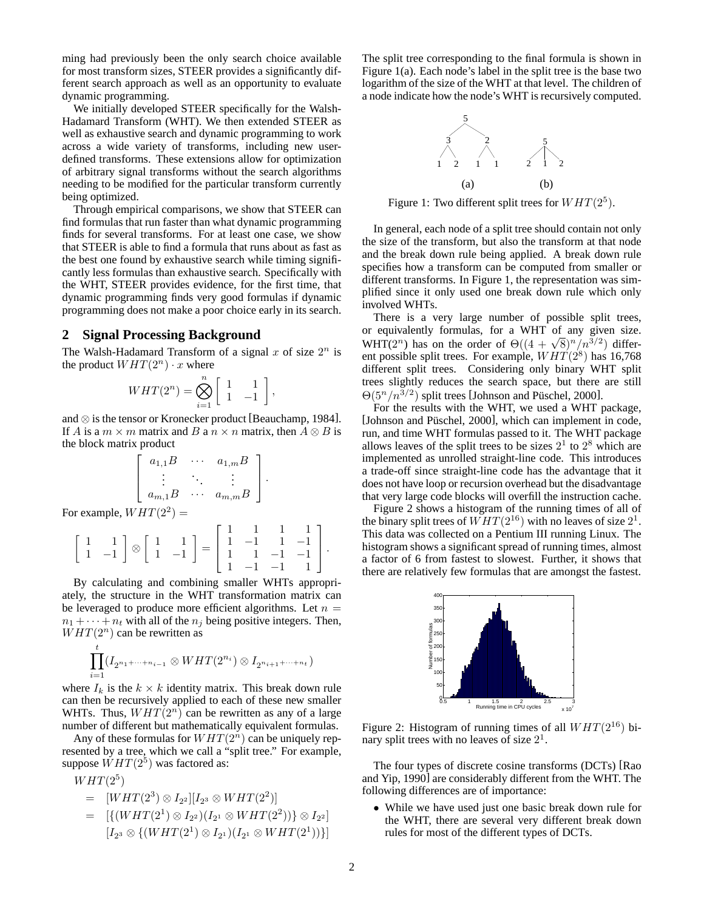ming had previously been the only search choice available for most transform sizes, STEER provides a significantly different search approach as well as an opportunity to evaluate dynamic programming.

We initially developed STEER specifically for the Walsh-Hadamard Transform (WHT). We then extended STEER as well as exhaustive search and dynamic programming to work across a wide variety of transforms, including new user-defined transforms. These extensions allow for optimization of arbitrary signal transforms without the search algorithms needing to be modified for the particular transform currently being optimized.

Through empirical comparisons, we show that STEER can find formulas that run faster than what dynamic programming finds for several transforms. For at least one case, we show that STEER is able to find a formula that runs about as fast as the best one found by exhaustive search while timing significantly less formulas than exhaustive search. Specifically with the WHT, STEER provides evidence, for the first time, that dynamic programming finds very good formulas if dynamic programming does not make a poor choice early in its search.

## 2 Signal Processing Background

The Walsh-Hadamard Transform of a signal $x$ of size $2^n$ is the product $WHT(2^n) \cdot x$ where

$$WHT(2^n) = \bigotimes_{i=1}^{n} \begin{bmatrix} 1 & 1 \\ 1 & -1 \end{bmatrix},$$

and $\otimes$ is the tensor or Kronecker product [Beauchamp, 1984]. If $A$ is a $m \times m$ matrix and $B$ a $n \times n$ matrix, then $A \otimes B$ is the block matrix product

$$\begin{bmatrix} a_{1,1}B & \cdots & a_{1,m}B \\ \vdots & \ddots & \vdots \\ a_{m,1}B & \cdots & a_{m,m}B \end{bmatrix}.$$

For example, $WHT(2^2) =$

$$\begin{bmatrix} 1 & 1 \\ 1 & -1 \end{bmatrix} \otimes \begin{bmatrix} 1 & 1 \\ 1 & -1 \end{bmatrix} = \begin{bmatrix} 1 & 1 & 1 & 1 \\ 1 & -1 & 1 & -1 \\ 1 & 1 & -1 & -1 \\ 1 & -1 & -1 & 1 \end{bmatrix}.$$

By calculating and combining smaller WHTs appropriately, the structure in the WHT transformation matrix can be leveraged to produce more efficient algorithms. Let $n = n_1 + \cdots + n_t$ with all of the $n_j$ being positive integers. Then, $WHT(2^n)$ can be rewritten as

$$\prod_{i=1}^{t} (I_{2^{n_1+\cdots+n_{i-1}}} \otimes WHT(2^{n_i}) \otimes I_{2^{n_{i+1}+\cdots+n_t}})$$

where $I_k$ is the $k \times k$ identity matrix. This break down rule can then be recursively applied to each of these new smaller WHTs. Thus, $WHT(2^n)$ can be rewritten as any of a large number of different but mathematically equivalent formulas.

Any of these formulas for $WHT(2^n)$ can be uniquely represented by a tree, which we call a "split tree." For example, suppose $WHT(2^5)$ was factored as:

$$\begin{aligned} & WHT(2^5) \\ = \; & [WHT(2^3) \otimes I_{2^2}][I_{2^3} \otimes WHT(2^2)] \\ = \; & [\{(WHT(2^1) \otimes I_{2^2})(I_{2^1} \otimes WHT(2^2))\} \otimes I_{2^2}] \\ & [I_{2^3} \otimes \{(WHT(2^1) \otimes I_{2^1})(I_{2^1} \otimes WHT(2^1))\}] \end{aligned}$$

The split tree corresponding to the final formula is shown in Figure 1(a). Each node's label in the split tree is the base two logarithm of the size of the WHT at that level. The children of a node indicate how the node's WHT is recursively computed.

Figure 1: Two different split trees for $WHT(2^5)$.

In general, each node of a split tree should contain not only the size of the transform, but also the transform at that node and the break down rule being applied. A break down rule specifies how a transform can be computed from smaller or different transforms. In Figure 1, the representation was simplified since it only used one break down rule which only involved WHTs.

There is a very large number of possible split trees, or equivalently formulas, for a WHT of any given size. WHT($2^n$) has on the order of $\Theta((4 + \sqrt{8})^n / n^{3/2})$ different possible split trees. For example, $WHT(2^8)$ has 16,768 different split trees. Considering only binary WHT split trees slightly reduces the search space, but there are still $\Theta(5^n / n^{3/2})$ split trees [Johnson and Püschel, 2000].

For the results with the WHT, we used a WHT package, [Johnson and Püschel, 2000], which can implement in code, run, and time WHT formulas passed to it. The WHT package allows leaves of the split trees to be sizes $2^1$ to $2^8$ which are implemented as unrolled straight-line code. This introduces a trade-off since straight-line code has the advantage that it does not have loop or recursion overhead but the disadvantage that very large code blocks will overfill the instruction cache.

Figure 2 shows a histogram of the running times of all of the binary split trees of $WHT(2^{16})$ with no leaves of size $2^1$. This data was collected on a Pentium III running Linux. The histogram shows a significant spread of running times, almost a factor of 6 from fastest to slowest. Further, it shows that there are relatively few formulas that are amongst the fastest.

Figure 2: Histogram of running times of all $WHT(2^{16})$ binary split trees with no leaves of size $2^1$.

The four types of discrete cosine transforms (DCTs) [Rao and Yip, 1990] are considerably different from the WHT. The following differences are of importance:

- While we have used just one basic break down rule for the WHT, there are several very different break down rules for most of the different types of DCTs.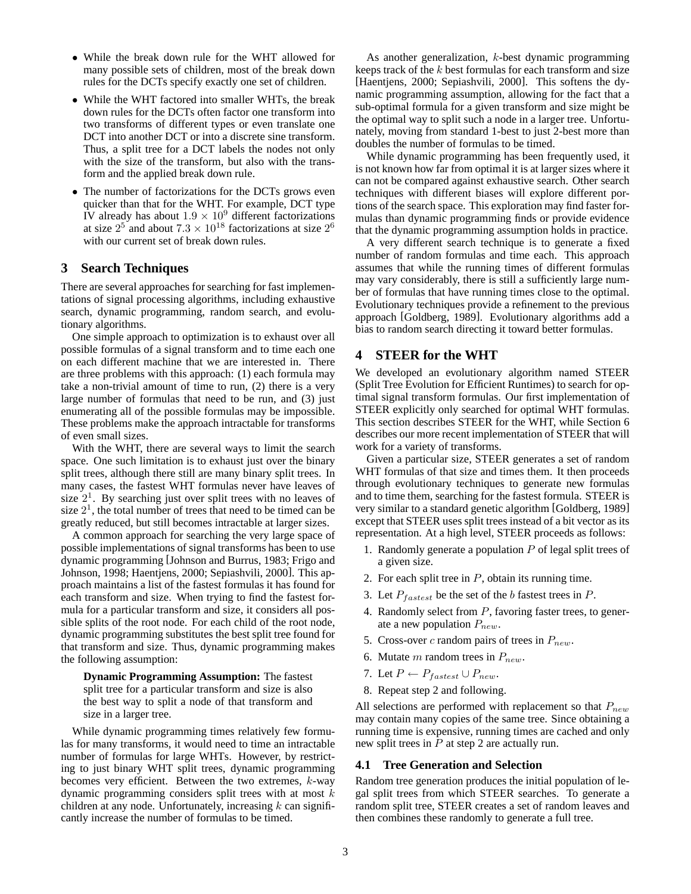- While the break down rule for the WHT allowed for many possible sets of children, most of the break down rules for the DCTs specify exactly one set of children.
- While the WHT factored into smaller WHTs, the break down rules for the DCTs often factor one transform into two transforms of different types or even translate one DCT into another DCT or into a discrete sine transform. Thus, a split tree for a DCT labels the nodes not only with the size of the transform, but also with the transform and the applied break down rule.
- The number of factorizations for the DCTs grows even quicker than that for the WHT. For example, DCT type IV already has about $1.9 \times 10^9$ different factorizations at size $2^5$ and about $7.3 \times 10^{18}$ factorizations at size $2^6$ with our current set of break down rules.

## 3 Search Techniques

There are several approaches for searching for fast implementations of signal processing algorithms, including exhaustive search, dynamic programming, random search, and evolutionary algorithms.

One simple approach to optimization is to exhaust over all possible formulas of a signal transform and to time each one on each different machine that we are interested in. There are three problems with this approach: (1) each formula may take a non-trivial amount of time to run, (2) there is a very large number of formulas that need to be run, and (3) just enumerating all of the possible formulas may be impossible. These problems make the approach intractable for transforms of even small sizes.

With the WHT, there are several ways to limit the search space. One such limitation is to exhaust just over the binary split trees, although there still are many binary split trees. In many cases, the fastest WHT formulas never have leaves of size $2^1$. By searching just over split trees with no leaves of size $2^1$, the total number of trees that need to be timed can be greatly reduced, but still becomes intractable at larger sizes.

A common approach for searching the very large space of possible implementations of signal transforms has been to use dynamic programming [Johnson and Burrus, 1983; Frigo and Johnson, 1998; Haentjens, 2000; Sepiashvili, 2000]. This approach maintains a list of the fastest formulas it has found for each transform and size. When trying to find the fastest formula for a particular transform and size, it considers all possible splits of the root node. For each child of the root node, dynamic programming substitutes the best split tree found for that transform and size. Thus, dynamic programming makes the following assumption:

> **Dynamic Programming Assumption:** The fastest split tree for a particular transform and size is also the best way to split a node of that transform and size in a larger tree.

While dynamic programming times relatively few formulas for many transforms, it would need to time an intractable number of formulas for large WHTs. However, by restricting to just binary WHT split trees, dynamic programming becomes very efficient. Between the two extremes, $k$-way dynamic programming considers split trees with at most $k$ children at any node. Unfortunately, increasing $k$ can significantly increase the number of formulas to be timed.

As another generalization, $k$-best dynamic programming keeps track of the $k$ best formulas for each transform and size [Haentjens, 2000; Sepiashvili, 2000]. This softens the dynamic programming assumption, allowing for the fact that a sub-optimal formula for a given transform and size might be the optimal way to split such a node in a larger tree. Unfortunately, moving from standard 1-best to just 2-best more than doubles the number of formulas to be timed.

While dynamic programming has been frequently used, it is not known how far from optimal it is at larger sizes where it can not be compared against exhaustive search. Other search techniques with different biases will explore different portions of the search space. This exploration may find faster formulas than dynamic programming finds or provide evidence that the dynamic programming assumption holds in practice.

A very different search technique is to generate a fixed number of random formulas and time each. This approach assumes that while the running times of different formulas may vary considerably, there is still a sufficiently large number of formulas that have running times close to the optimal. Evolutionary techniques provide a refinement to the previous approach [Goldberg, 1989]. Evolutionary algorithms add a bias to random search directing it toward better formulas.

## 4 STEER for the WHT

We developed an evolutionary algorithm named STEER (Split Tree Evolution for Efficient Runtimes) to search for optimal signal transform formulas. Our first implementation of STEER explicitly only searched for optimal WHT formulas. This section describes STEER for the WHT, while Section 6 describes our more recent implementation of STEER that will work for a variety of transforms.

Given a particular size, STEER generates a set of random WHT formulas of that size and times them. It then proceeds through evolutionary techniques to generate new formulas and to time them, searching for the fastest formula. STEER is very similar to a standard genetic algorithm [Goldberg, 1989] except that STEER uses split trees instead of a bit vector as its representation. At a high level, STEER proceeds as follows:

1. Randomly generate a population $P$ of legal split trees of a given size.
2. For each split tree in $P$, obtain its running time.
3. Let $P_{fastest}$ be the set of the $b$ fastest trees in $P$.
4. Randomly select from $P$, favoring faster trees, to generate a new population $P_{new}$.
5. Cross-over $c$ random pairs of trees in $P_{new}$.
6. Mutate $m$ random trees in $P_{new}$.
7. Let $P \leftarrow P_{fastest} \cup P_{new}$.
8. Repeat step 2 and following.

All selections are performed with replacement so that $P_{new}$ may contain many copies of the same tree. Since obtaining a running time is expensive, running times are cached and only new split trees in $P$ at step 2 are actually run.

### 4.1 Tree Generation and Selection

Random tree generation produces the initial population of legal split trees from which STEER searches. To generate a random split tree, STEER creates a set of random leaves and then combines these randomly to generate a full tree.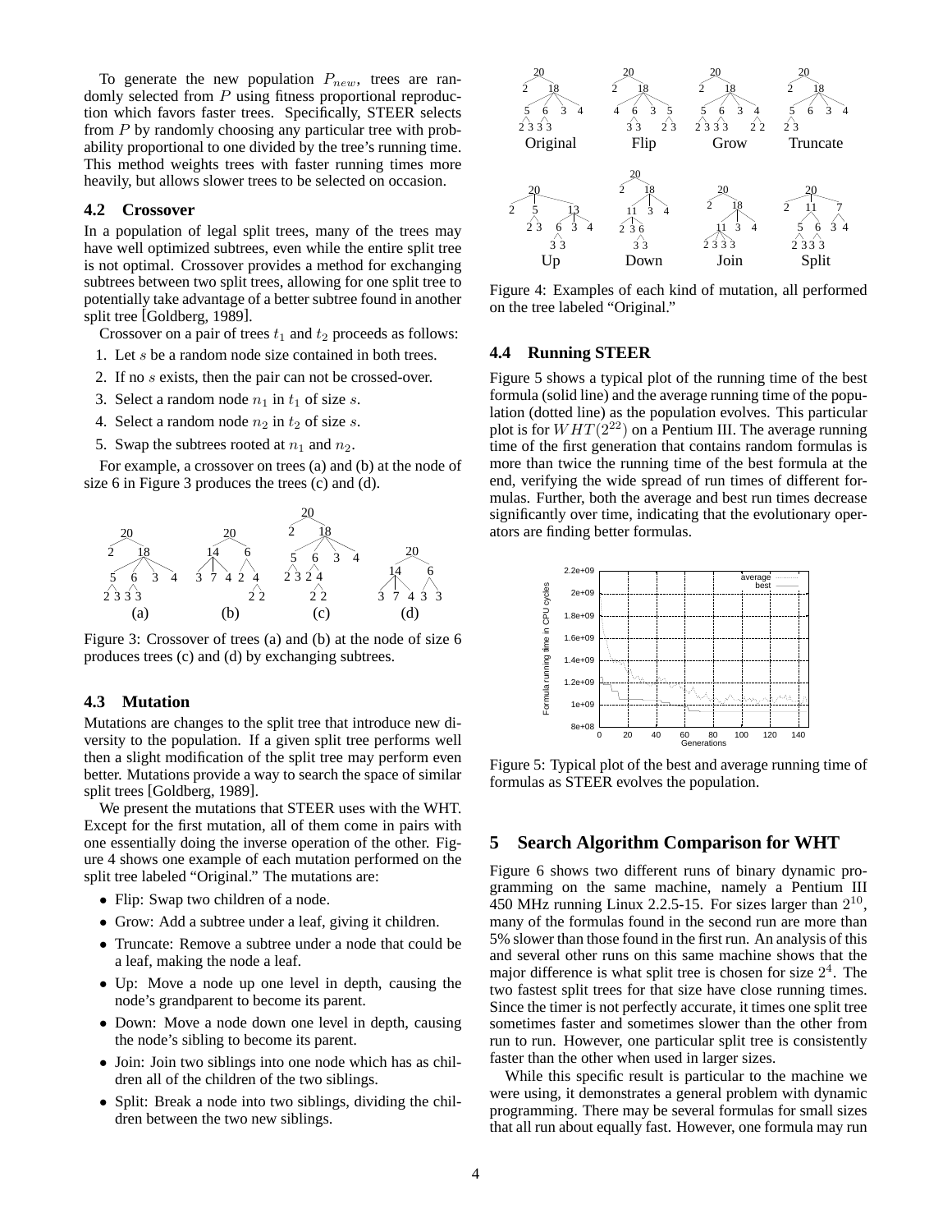To generate the new population $P_{new}$, trees are randomly selected from $P$ using fitness proportional reproduction which favors faster trees. Specifically, STEER selects from $P$ by randomly choosing any particular tree with probability proportional to one divided by the tree's running time. This method weights trees with faster running times more heavily, but allows slower trees to be selected on occasion.

### 4.2 Crossover

In a population of legal split trees, many of the trees may have well optimized subtrees, even while the entire split tree is not optimal. Crossover provides a method for exchanging subtrees between two split trees, allowing for one split tree to potentially take advantage of a better subtree found in another split tree [Goldberg, 1989].

Crossover on a pair of trees $t_1$ and $t_2$ proceeds as follows:

1. Let $s$ be a random node size contained in both trees.
2. If no $s$ exists, then the pair can not be crossed-over.
3. Select a random node $n_1$ in $t_1$ of size $s$.
4. Select a random node $n_2$ in $t_2$ of size $s$.
5. Swap the subtrees rooted at $n_1$ and $n_2$.

For example, a crossover on trees (a) and (b) at the node of size 6 in Figure 3 produces the trees (c) and (d).

20
2 18
5 6 3 4
2 3 3 3
(a)

20
14 6
3 7 4 2 4
2 2
(b)

20
2 18
5 6 3 4
2 3 2 4
2 2
(c)

20
14 6
3 7 4 3 3
(d)

Figure 3: Crossover of trees (a) and (b) at the node of size 6 produces trees (c) and (d) by exchanging subtrees.

### 4.3 Mutation

Mutations are changes to the split tree that introduce new diversity to the population. If a given split tree performs well then a slight modification of the split tree may perform even better. Mutations provide a way to search the space of similar split trees [Goldberg, 1989].

We present the mutations that STEER uses with the WHT. Except for the first mutation, all of them come in pairs with one essentially doing the inverse operation of the other. Figure 4 shows one example of each mutation performed on the split tree labeled "Original." The mutations are:

- Flip: Swap two children of a node.
- Grow: Add a subtree under a leaf, giving it children.
- Truncate: Remove a subtree under a node that could be a leaf, making the node a leaf.
- Up: Move a node up one level in depth, causing the node's grandparent to become its parent.
- Down: Move a node down one level in depth, causing the node's sibling to become its parent.
- Join: Join two siblings into one node which has as children all of the children of the two siblings.
- Split: Break a node into two siblings, dividing the children between the two new siblings.

20
2 18
5 6 3 4
2 3 3 3
Original

20
2 18
4 6 3 5
3 3 2 3
Flip

20
2 18
5 6 3 4
2 3 3 3 2 2
Grow

20
2 18
5 6 3 4
2 3
Truncate

20
2 5 13
2 3 6 3 4
3 3
Up

20
2 18
11 3 4
2 3 6
3 3
Down

20
2 18
11 3 4
2 3 3 3
Join

20
2 11 7
5 6 3 4
2 3 3 3
Split

Figure 4: Examples of each kind of mutation, all performed on the tree labeled "Original."

### 4.4 Running STEER

Figure 5 shows a typical plot of the running time of the best formula (solid line) and the average running time of the population (dotted line) as the population evolves. This particular plot is for $WHT(2^{22})$ on a Pentium III. The average running time of the first generation that contains random formulas is more than twice the running time of the best formula at the end, verifying the wide spread of run times of different formulas. Further, both the average and best run times decrease significantly over time, indicating that the evolutionary operators are finding better formulas.

Formula running time in CPU cycles
2.2e+09
2e+09
1.8e+09
1.6e+09
1.4e+09
1.2e+09
1e+09
8e+08
0 20 40 60 80 100 120 140
Generations
average
best

Figure 5: Typical plot of the best and average running time of formulas as STEER evolves the population.

## 5 Search Algorithm Comparison for WHT

Figure 6 shows two different runs of binary dynamic programming on the same machine, namely a Pentium III 450 MHz running Linux 2.2.5-15. For sizes larger than $2^{10}$, many of the formulas found in the second run are more than 5% slower than those found in the first run. An analysis of this and several other runs on this same machine shows that the major difference is what split tree is chosen for size $2^4$. The two fastest split trees for that size have close running times. Since the timer is not perfectly accurate, it times one split tree sometimes faster and sometimes slower than the other from run to run. However, one particular split tree is consistently faster than the other when used in larger sizes.

While this specific result is particular to the machine we were using, it demonstrates a general problem with dynamic programming. There may be several formulas for small sizes that all run about equally fast. However, one formula may run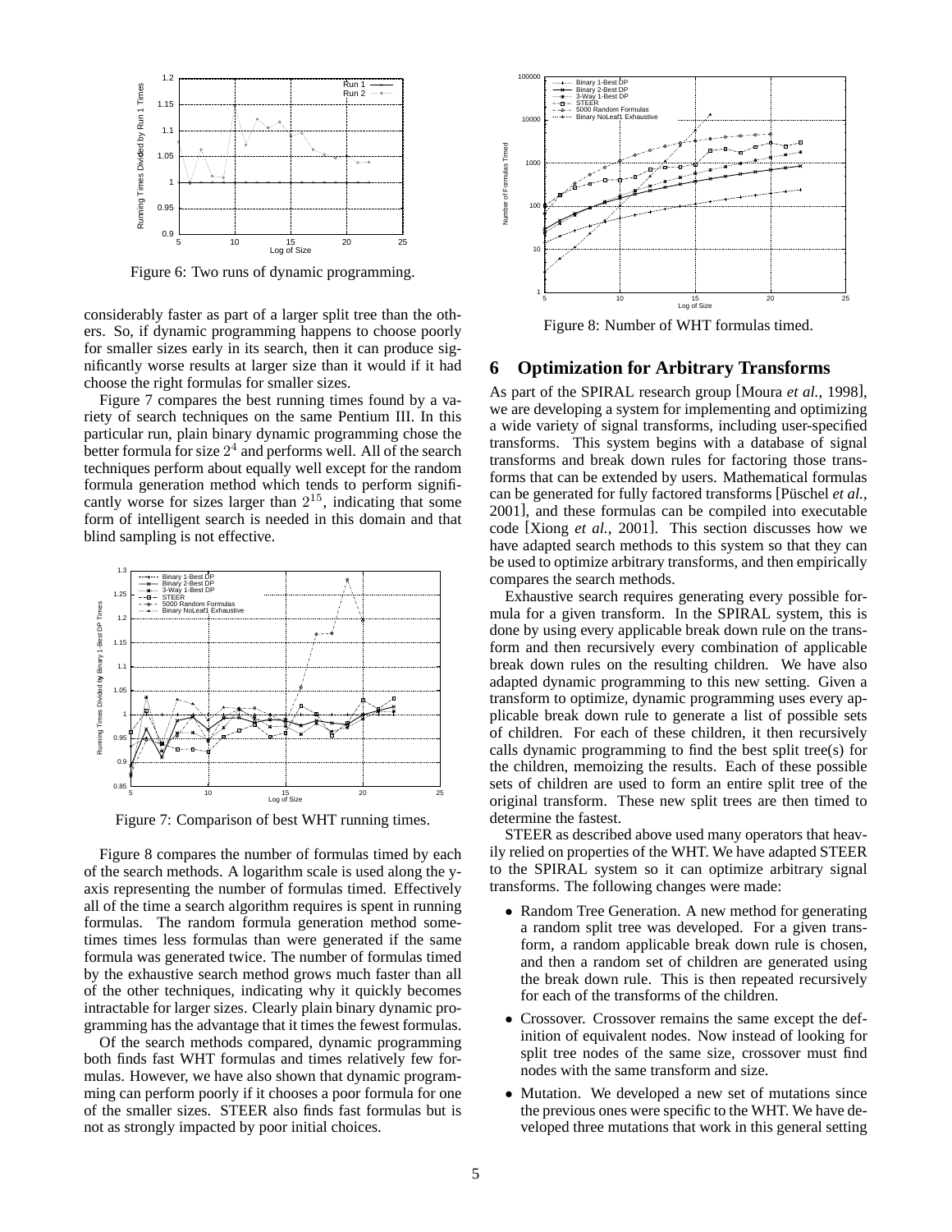1.2
Run 1
Run 2
1.15
1.1
1.05
1
0.95
0.9
5 10 15 20 25
Log of Size
Running Times Divided by Run 1 Times

Figure 6: Two runs of dynamic programming.

considerably faster as part of a larger split tree than the others. So, if dynamic programming happens to choose poorly for smaller sizes early in its search, then it can produce significantly worse results at larger size than it would if it had choose the right formulas for smaller sizes.

Figure 7 compares the best running times found by a variety of search techniques on the same Pentium III. In this particular run, plain binary dynamic programming chose the better formula for size $2^4$ and performs well. All of the search techniques perform about equally well except for the random formula generation method which tends to perform significantly worse for sizes larger than $2^{15}$, indicating that some form of intelligent search is needed in this domain and that blind sampling is not effective.

1.3
Binary 1-Best DP
Binary 2-Best DP
3-Way 1-Best DP
STEER
5000 Random Formulas
Binary NoLeaf1 Exhaustive
1.25
1.2
1.15
1.1
1.05
1
0.95
0.9
0.85
5 10 15 20 25
Log of Size
Running Times Divided by Binary 1-Best DP Times

Figure 7: Comparison of best WHT running times.

Figure 8 compares the number of formulas timed by each of the search methods. A logarithm scale is used along the y-axis representing the number of formulas timed. Effectively all of the time a search algorithm requires is spent in running formulas. The random formula generation method sometimes times less formulas than were generated if the same formula was generated twice. The number of formulas timed by the exhaustive search method grows much faster than all of the other techniques, indicating why it quickly becomes intractable for larger sizes. Clearly plain binary dynamic programming has the advantage that it times the fewest formulas.

Of the search methods compared, dynamic programming both finds fast WHT formulas and times relatively few formulas. However, we have also shown that dynamic programming can perform poorly if it chooses a poor formula for one of the smaller sizes. STEER also finds fast formulas but is not as strongly impacted by poor initial choices.

100000
Binary 1-Best DP
Binary 2-Best DP
3-Way 1-Best DP
STEER
5000 Random Formulas
Binary NoLeaf1 Exhaustive
10000
1000
100
10
1
5 10 15 20 25
Log of Size
Number of Formulas Timed

Figure 8: Number of WHT formulas timed.

## 6 Optimization for Arbitrary Transforms

As part of the SPIRAL research group [Moura *et al.*, 1998], we are developing a system for implementing and optimizing a wide variety of signal transforms, including user-specified transforms. This system begins with a database of signal transforms and break down rules for factoring those transforms that can be extended by users. Mathematical formulas can be generated for fully factored transforms [Püschel *et al.*, 2001], and these formulas can be compiled into executable code [Xiong *et al.*, 2001]. This section discusses how we have adapted search methods to this system so that they can be used to optimize arbitrary transforms, and then empirically compares the search methods.

Exhaustive search requires generating every possible formula for a given transform. In the SPIRAL system, this is done by using every applicable break down rule on the transform and then recursively every combination of applicable break down rules on the resulting children. We have also adapted dynamic programming to this new setting. Given a transform to optimize, dynamic programming uses every applicable break down rule to generate a list of possible sets of children. For each of these children, it then recursively calls dynamic programming to find the best split tree(s) for the children, memoizing the results. Each of these possible sets of children are used to form an entire split tree of the original transform. These new split trees are then timed to determine the fastest.

STEER as described above used many operators that heavily relied on properties of the WHT. We have adapted STEER to the SPIRAL system so it can optimize arbitrary signal transforms. The following changes were made:

- Random Tree Generation. A new method for generating a random split tree was developed. For a given transform, a random applicable break down rule is chosen, and then a random set of children are generated using the break down rule. This is then repeated recursively for each of the transforms of the children.
- Crossover. Crossover remains the same except the definition of equivalent nodes. Now instead of looking for split tree nodes of the same size, crossover must find nodes with the same transform and size.
- Mutation. We developed a new set of mutations since the previous ones were specific to the WHT. We have developed three mutations that work in this general setting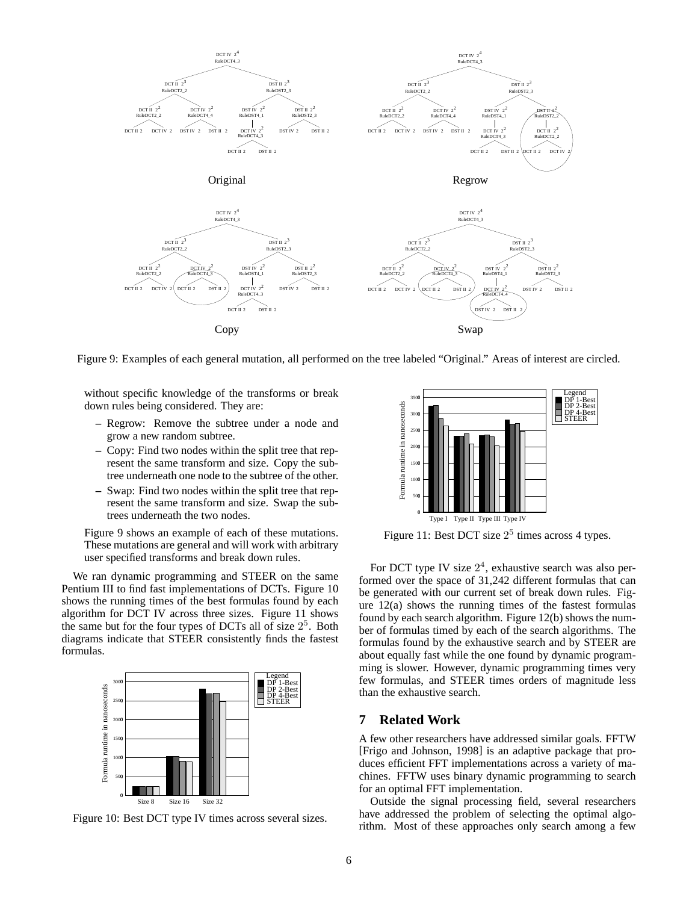DCT IV $2^4$
RuleDCT4_3
DCT II $2^3$
RuleDCT2_2
DST II $2^3$
RuleDST2_3
DCT II $2^2$
RuleDCT2_2
DCT IV $2^2$
RuleDCT4_4
DST IV $2^2$
RuleDST4_1
DST II $2^2$
RuleDST2_3
DCT II 2 DCT IV 2 DST IV 2 DST II 2
DCT IV $2^2$
RuleDCT4_3
DST IV 2 DST II 2
DCT II 2 DST II 2

Original

DCT IV $2^4$
RuleDCT4_3
DCT II $2^3$
RuleDCT2_2
DST II $2^3$
RuleDST2_3
DCT II $2^2$
RuleDCT2_2
DCT IV $2^2$
RuleDCT4_4
DST IV $2^2$
RuleDST4_1
DST II $2^2$
RuleDST2_2
DCT II 2 DCT IV 2 DST IV 2 DST II 2
DCT IV $2^2$
RuleDCT4_3
DCT II $2^2$
RuleDCT2_2
DCT II 2 DST II 2 DCT II 2 DCT IV 2

Regrow

DCT IV $2^4$
RuleDCT4_3
DCT II $2^3$
RuleDCT2_2
DST II $2^3$
RuleDST2_3
DCT II $2^2$
RuleDCT2_2
DCT IV $2^2$
RuleDCT4_3
DST IV $2^2$
RuleDST4_1
DST II $2^2$
RuleDST2_3
DCT II 2 DCT IV 2 DCT II 2 DST II 2
DCT IV $2^2$
RuleDCT4_3
DST IV 2 DST II 2
DCT II 2 DST II 2

Copy

DCT IV $2^4$
RuleDCT4_3
DCT II $2^3$
RuleDCT2_2
DST II $2^3$
RuleDST2_3
DCT II $2^2$
RuleDCT2_2
DCT IV $2^2$
RuleDCT4_3
DST IV $2^2$
RuleDST4_1
DST II $2^2$
RuleDST2_3
DCT II 2 DCT IV 2 DCT II 2 DST II 2
DCT IV $2^2$
RuleDCT4_4
DST IV 2 DST II 2
DST IV 2 DST II 2

Swap

Figure 9: Examples of each general mutation, all performed on the tree labeled "Original." Areas of interest are circled.

without specific knowledge of the transforms or break down rules being considered. They are:

– Regrow: Remove the subtree under a node and grow a new random subtree.
– Copy: Find two nodes within the split tree that represent the same transform and size. Copy the subtree underneath one node to the subtree of the other.
– Swap: Find two nodes within the split tree that represent the same transform and size. Swap the subtrees underneath the two nodes.

Figure 9 shows an example of each of these mutations. These mutations are general and will work with arbitrary user specified transforms and break down rules.

We ran dynamic programming and STEER on the same Pentium III to find fast implementations of DCTs. Figure 10 shows the running times of the best formulas found by each algorithm for DCT IV across three sizes. Figure 11 shows the same but for the four types of DCTs all of size $2^5$. Both diagrams indicate that STEER consistently finds the fastest formulas.

Formula runtime in nanoseconds
0
500
1000
1500
2000
2500
3000
Size 8 Size 16 Size 32
Legend
DP 1-Best
DP 2-Best
DP 4-Best
STEER

Figure 10: Best DCT type IV times across several sizes.

Formula runtime in nanoseconds
0
500
1000
1500
2000
2500
3000
3500
Type I Type II Type III Type IV
Legend
DP 1-Best
DP 2-Best
DP 4-Best
STEER

Figure 11: Best DCT size $2^5$ times across 4 types.

For DCT type IV size $2^4$, exhaustive search was also performed over the space of 31,242 different formulas that can be generated with our current set of break down rules. Figure 12(a) shows the running times of the fastest formulas found by each search algorithm. Figure 12(b) shows the number of formulas timed by each of the search algorithms. The formulas found by the exhaustive search and by STEER are about equally fast while the one found by dynamic programming is slower. However, dynamic programming times very few formulas, and STEER times orders of magnitude less than the exhaustive search.

## 7 Related Work

A few other researchers have addressed similar goals. FFTW [Frigo and Johnson, 1998] is an adaptive package that produces efficient FFT implementations across a variety of machines. FFTW uses binary dynamic programming to search for an optimal FFT implementation.

Outside the signal processing field, several researchers have addressed the problem of selecting the optimal algorithm. Most of these approaches only search among a few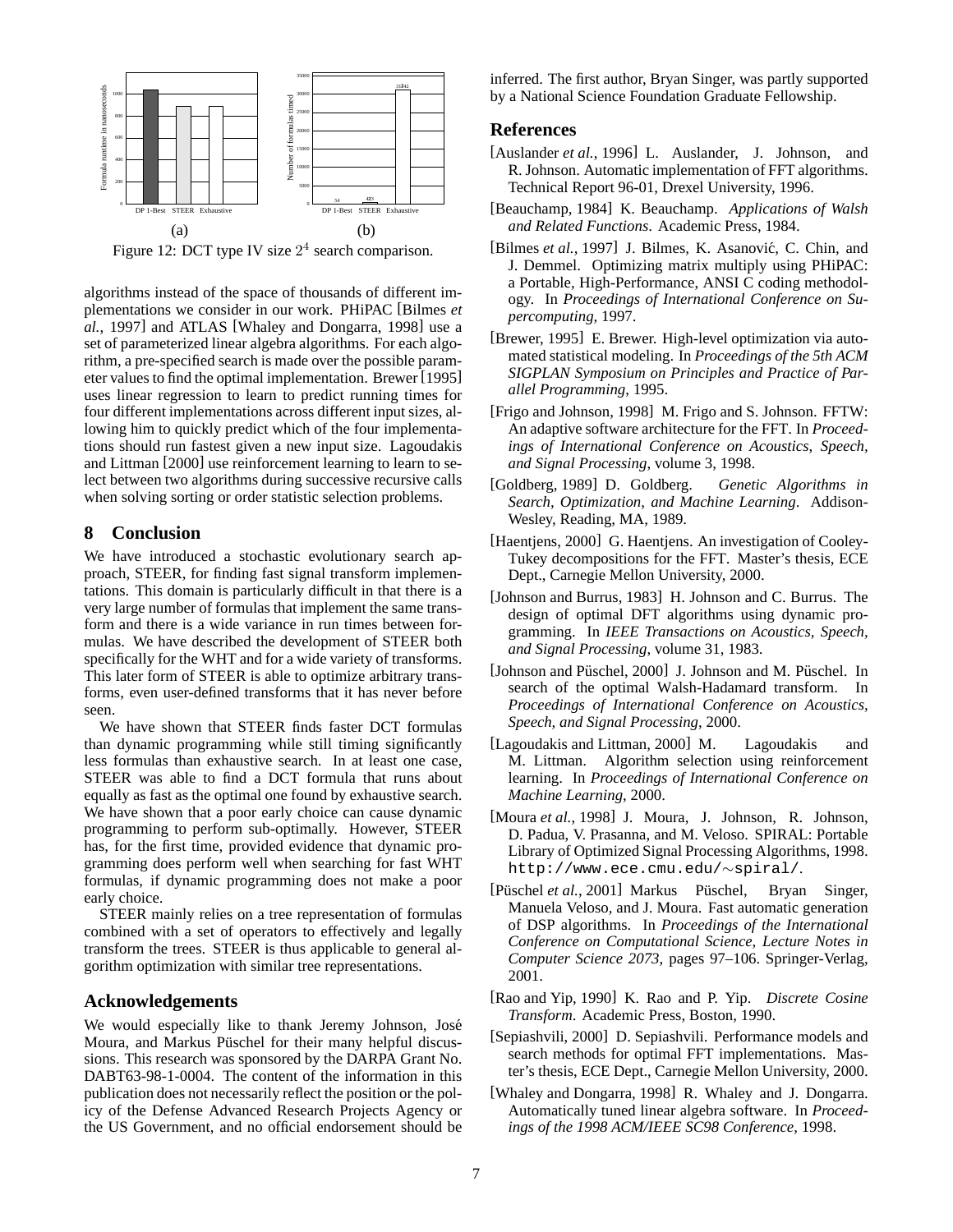Formula runtime in nanoseconds

0
200
400
600
800
1000

DP 1-Best STEER Exhaustive

(a)

Number of formulas timed

0
5000
10000
15000
20000
25000
30000
35000

54
423
31242

DP 1-Best STEER Exhaustive

(b)

Figure 12: DCT type IV size $2^4$ search comparison.

algorithms instead of the space of thousands of different implementations we consider in our work. PHiPAC [Bilmes *et al.*, 1997] and ATLAS [Whaley and Dongarra, 1998] use a set of parameterized linear algebra algorithms. For each algorithm, a pre-specified search is made over the possible parameter values to find the optimal implementation. Brewer [1995] uses linear regression to learn to predict running times for four different implementations across different input sizes, allowing him to quickly predict which of the four implementations should run fastest given a new input size. Lagoudakis and Littman [2000] use reinforcement learning to learn to select between two algorithms during successive recursive calls when solving sorting or order statistic selection problems.

## 8 Conclusion

We have introduced a stochastic evolutionary search approach, STEER, for finding fast signal transform implementations. This domain is particularly difficult in that there is a very large number of formulas that implement the same transform and there is a wide variance in run times between formulas. We have described the development of STEER both specifically for the WHT and for a wide variety of transforms. This later form of STEER is able to optimize arbitrary transforms, even user-defined transforms that it has never before seen.

We have shown that STEER finds faster DCT formulas than dynamic programming while still timing significantly less formulas than exhaustive search. In at least one case, STEER was able to find a DCT formula that runs about equally as fast as the optimal one found by exhaustive search. We have shown that a poor early choice can cause dynamic programming to perform sub-optimally. However, STEER has, for the first time, provided evidence that dynamic programming does perform well when searching for fast WHT formulas, if dynamic programming does not make a poor early choice.

STEER mainly relies on a tree representation of formulas combined with a set of operators to effectively and legally transform the trees. STEER is thus applicable to general algorithm optimization with similar tree representations.

## Acknowledgements

We would especially like to thank Jeremy Johnson, José Moura, and Markus Püschel for their many helpful discussions. This research was sponsored by the DARPA Grant No. DABT63-98-1-0004. The content of the information in this publication does not necessarily reflect the position or the policy of the Defense Advanced Research Projects Agency or the US Government, and no official endorsement should be inferred. The first author, Bryan Singer, was partly supported by a National Science Foundation Graduate Fellowship.

## References

[Auslander *et al.*, 1996] L. Auslander, J. Johnson, and R. Johnson. Automatic implementation of FFT algorithms. Technical Report 96-01, Drexel University, 1996.

[Beauchamp, 1984] K. Beauchamp. *Applications of Walsh and Related Functions*. Academic Press, 1984.

[Bilmes *et al.*, 1997] J. Bilmes, K. Asanović, C. Chin, and J. Demmel. Optimizing matrix multiply using PHiPAC: a Portable, High-Performance, ANSI C coding methodology. In *Proceedings of International Conference on Supercomputing*, 1997.

[Brewer, 1995] E. Brewer. High-level optimization via automated statistical modeling. In *Proceedings of the 5th ACM SIGPLAN Symposium on Principles and Practice of Parallel Programming*, 1995.

[Frigo and Johnson, 1998] M. Frigo and S. Johnson. FFTW: An adaptive software architecture for the FFT. In *Proceedings of International Conference on Acoustics, Speech, and Signal Processing*, volume 3, 1998.

[Goldberg, 1989] D. Goldberg. *Genetic Algorithms in Search, Optimization, and Machine Learning*. Addison-Wesley, Reading, MA, 1989.

[Haentjens, 2000] G. Haentjens. An investigation of Cooley-Tukey decompositions for the FFT. Master's thesis, ECE Dept., Carnegie Mellon University, 2000.

[Johnson and Burrus, 1983] H. Johnson and C. Burrus. The design of optimal DFT algorithms using dynamic programming. In *IEEE Transactions on Acoustics, Speech, and Signal Processing*, volume 31, 1983.

[Johnson and Püschel, 2000] J. Johnson and M. Püschel. In search of the optimal Walsh-Hadamard transform. In *Proceedings of International Conference on Acoustics, Speech, and Signal Processing*, 2000.

[Lagoudakis and Littman, 2000] M. Lagoudakis and M. Littman. Algorithm selection using reinforcement learning. In *Proceedings of International Conference on Machine Learning*, 2000.

[Moura *et al.*, 1998] J. Moura, J. Johnson, R. Johnson, D. Padua, V. Prasanna, and M. Veloso. SPIRAL: Portable Library of Optimized Signal Processing Algorithms, 1998. http://www.ece.cmu.edu/∼spiral/.

[Püschel *et al.*, 2001] Markus Püschel, Bryan Singer, Manuela Veloso, and J. Moura. Fast automatic generation of DSP algorithms. In *Proceedings of the International Conference on Computational Science, Lecture Notes in Computer Science 2073*, pages 97–106. Springer-Verlag, 2001.

[Rao and Yip, 1990] K. Rao and P. Yip. *Discrete Cosine Transform*. Academic Press, Boston, 1990.

[Sepiashvili, 2000] D. Sepiashvili. Performance models and search methods for optimal FFT implementations. Master's thesis, ECE Dept., Carnegie Mellon University, 2000.

[Whaley and Dongarra, 1998] R. Whaley and J. Dongarra. Automatically tuned linear algebra software. In *Proceedings of the 1998 ACM/IEEE SC98 Conference*, 1998.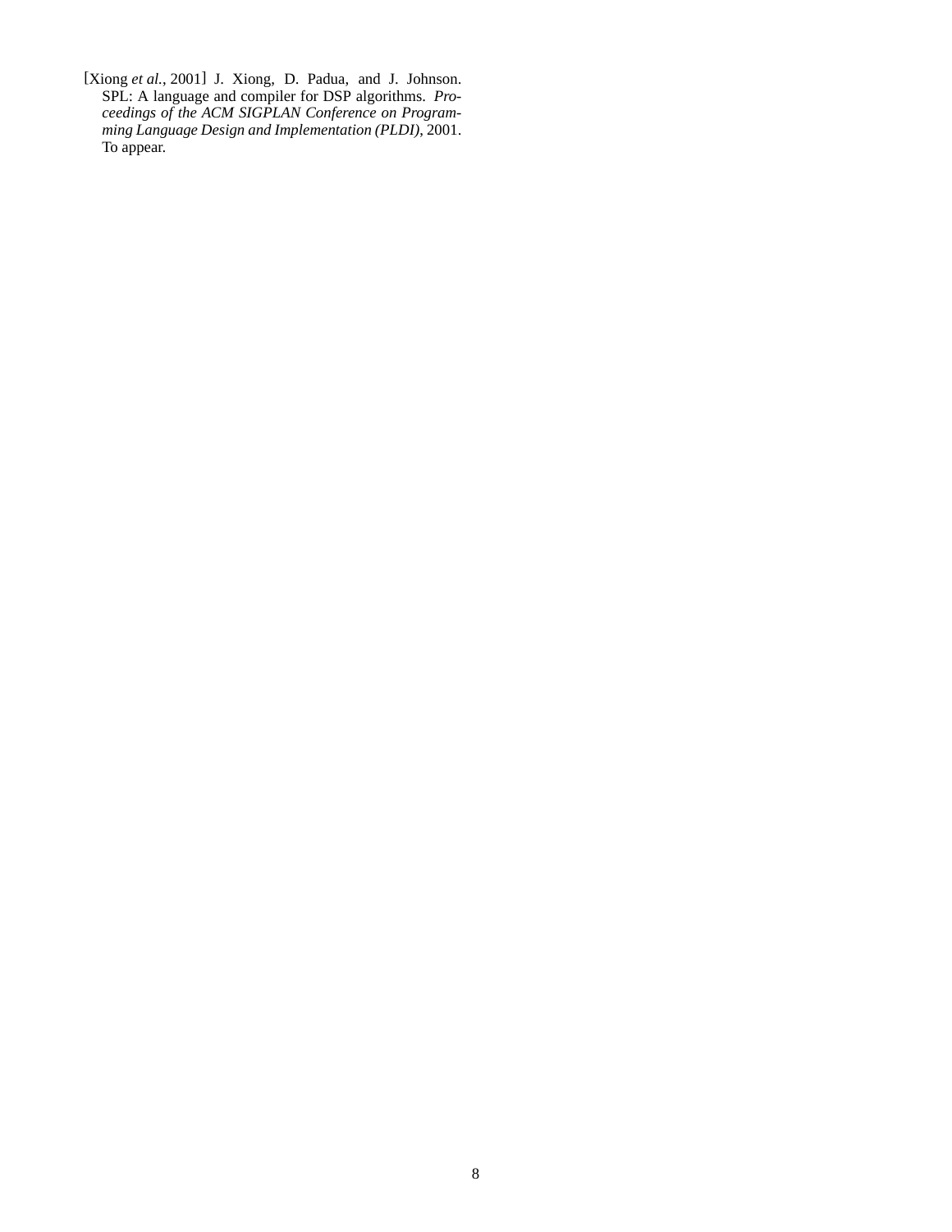[Xiong *et al.*, 2001] J. Xiong, D. Padua, and J. Johnson. SPL: A language and compiler for DSP algorithms. *Proceedings of the ACM SIGPLAN Conference on Programming Language Design and Implementation (PLDI)*, 2001. To appear.